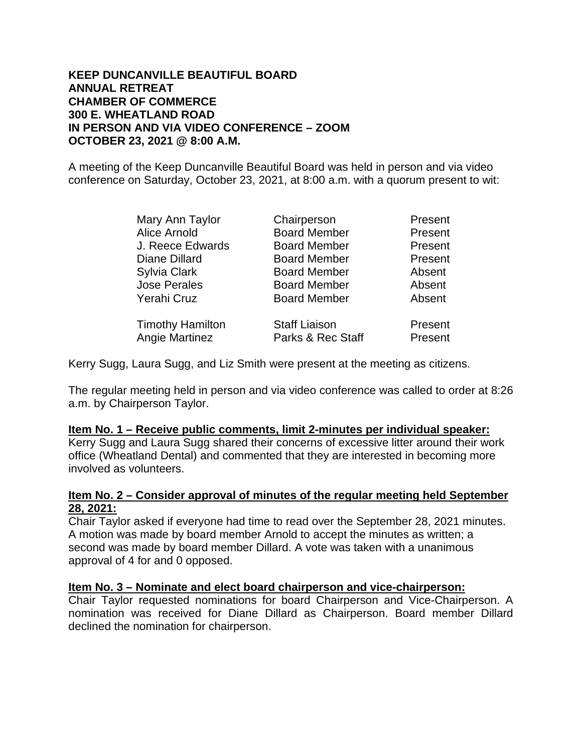**KEEP DUNCANVILLE BEAUTIFUL BOARD**
**ANNUAL RETREAT**
**CHAMBER OF COMMERCE**
**300 E. WHEATLAND ROAD**
**IN PERSON AND VIA VIDEO CONFERENCE – ZOOM**
**OCTOBER 23, 2021 @ 8:00 A.M.**

A meeting of the Keep Duncanville Beautiful Board was held in person and via video conference on Saturday, October 23, 2021, at 8:00 a.m. with a quorum present to wit:

| | | |
|---|---|---|
| Mary Ann Taylor | Chairperson | Present |
| Alice Arnold | Board Member | Present |
| J. Reece Edwards | Board Member | Present |
| Diane Dillard | Board Member | Present |
| Sylvia Clark | Board Member | Absent |
| Jose Perales | Board Member | Absent |
| Yerahi Cruz | Board Member | Absent |
| Timothy Hamilton | Staff Liaison | Present |
| Angie Martinez | Parks & Rec Staff | Present |

Kerry Sugg, Laura Sugg, and Liz Smith were present at the meeting as citizens.

The regular meeting held in person and via video conference was called to order at 8:26 a.m. by Chairperson Taylor.

**Item No. 1 – Receive public comments, limit 2-minutes per individual speaker:**
Kerry Sugg and Laura Sugg shared their concerns of excessive litter around their work office (Wheatland Dental) and commented that they are interested in becoming more involved as volunteers.

**Item No. 2 – Consider approval of minutes of the regular meeting held September 28, 2021:**
Chair Taylor asked if everyone had time to read over the September 28, 2021 minutes. A motion was made by board member Arnold to accept the minutes as written; a second was made by board member Dillard. A vote was taken with a unanimous approval of 4 for and 0 opposed.

**Item No. 3 – Nominate and elect board chairperson and vice-chairperson:**
Chair Taylor requested nominations for board Chairperson and Vice-Chairperson. A nomination was received for Diane Dillard as Chairperson. Board member Dillard declined the nomination for chairperson.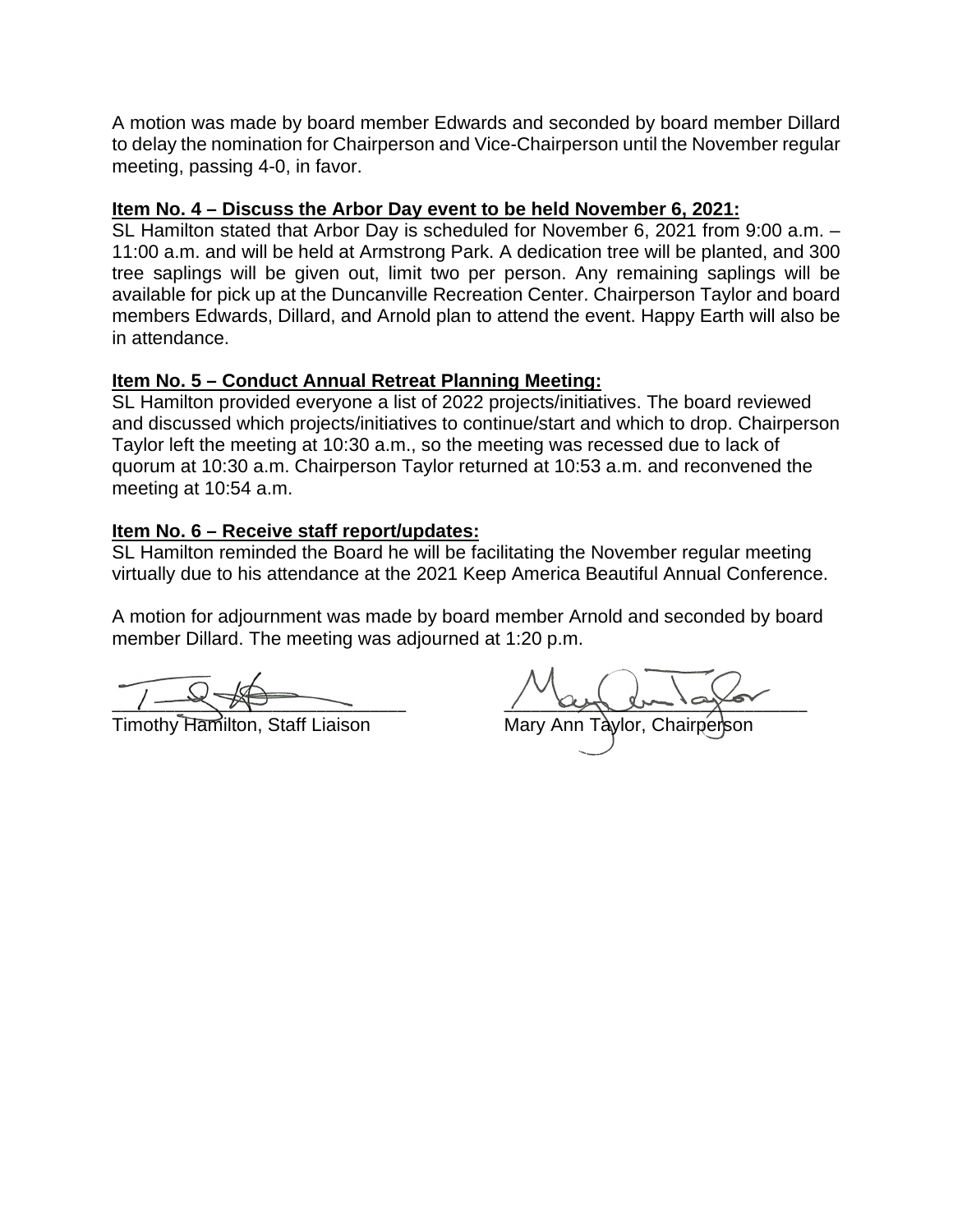A motion was made by board member Edwards and seconded by board member Dillard to delay the nomination for Chairperson and Vice-Chairperson until the November regular meeting, passing 4-0, in favor.

**Item No. 4 – Discuss the Arbor Day event to be held November 6, 2021:**
SL Hamilton stated that Arbor Day is scheduled for November 6, 2021 from 9:00 a.m. – 11:00 a.m. and will be held at Armstrong Park. A dedication tree will be planted, and 300 tree saplings will be given out, limit two per person. Any remaining saplings will be available for pick up at the Duncanville Recreation Center. Chairperson Taylor and board members Edwards, Dillard, and Arnold plan to attend the event. Happy Earth will also be in attendance.

**Item No. 5 – Conduct Annual Retreat Planning Meeting:**
SL Hamilton provided everyone a list of 2022 projects/initiatives. The board reviewed and discussed which projects/initiatives to continue/start and which to drop. Chairperson Taylor left the meeting at 10:30 a.m., so the meeting was recessed due to lack of quorum at 10:30 a.m. Chairperson Taylor returned at 10:53 a.m. and reconvened the meeting at 10:54 a.m.

**Item No. 6 – Receive staff report/updates:**
SL Hamilton reminded the Board he will be facilitating the November regular meeting virtually due to his attendance at the 2021 Keep America Beautiful Annual Conference.

A motion for adjournment was made by board member Arnold and seconded by board member Dillard. The meeting was adjourned at 1:20 p.m.

______________________________
Timothy Hamilton, Staff Liaison

______________________________
Mary Ann Taylor, Chairperson